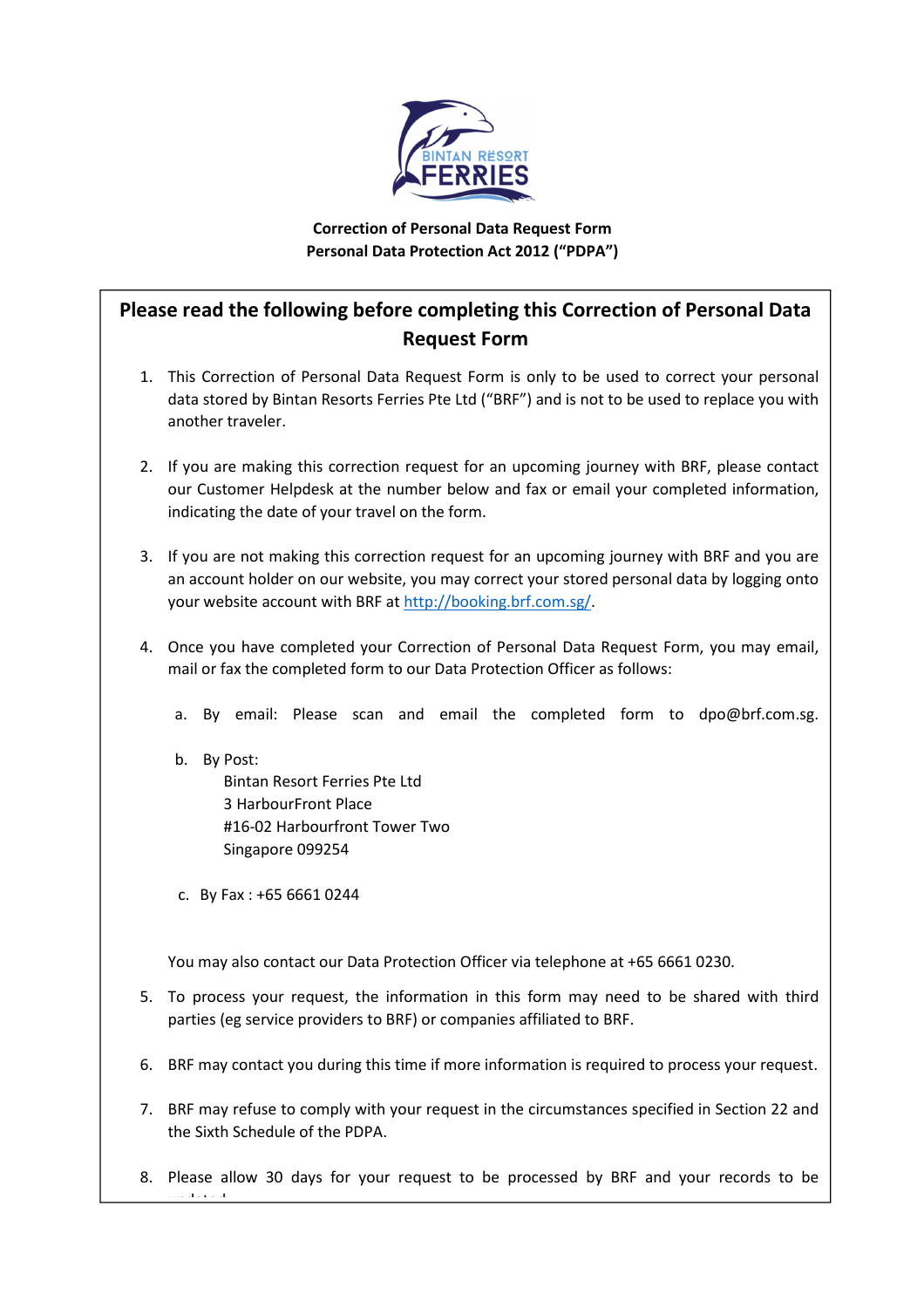**Correction of Personal Data Request Form**
**Personal Data Protection Act 2012 (“PDPA”)**

## Please read the following before completing this Correction of Personal Data Request Form

1. This Correction of Personal Data Request Form is only to be used to correct your personal data stored by Bintan Resorts Ferries Pte Ltd (“BRF”) and is not to be used to replace you with another traveler.

2. If you are making this correction request for an upcoming journey with BRF, please contact our Customer Helpdesk at the number below and fax or email your completed information, indicating the date of your travel on the form.

3. If you are not making this correction request for an upcoming journey with BRF and you are an account holder on our website, you may correct your stored personal data by logging onto your website account with BRF at http://booking.brf.com.sg/.

4. Once you have completed your Correction of Personal Data Request Form, you may email, mail or fax the completed form to our Data Protection Officer as follows:

   a. By email: Please scan and email the completed form to dpo@brf.com.sg.

   b. By Post:
      Bintan Resort Ferries Pte Ltd
      3 HarbourFront Place
      #16-02 Harbourfront Tower Two
      Singapore 099254

   c. By Fax : +65 6661 0244

   You may also contact our Data Protection Officer via telephone at +65 6661 0230.

5. To process your request, the information in this form may need to be shared with third parties (eg service providers to BRF) or companies affiliated to BRF.

6. BRF may contact you during this time if more information is required to process your request.

7. BRF may refuse to comply with your request in the circumstances specified in Section 22 and the Sixth Schedule of the PDPA.

8. Please allow 30 days for your request to be processed by BRF and your records to be updated.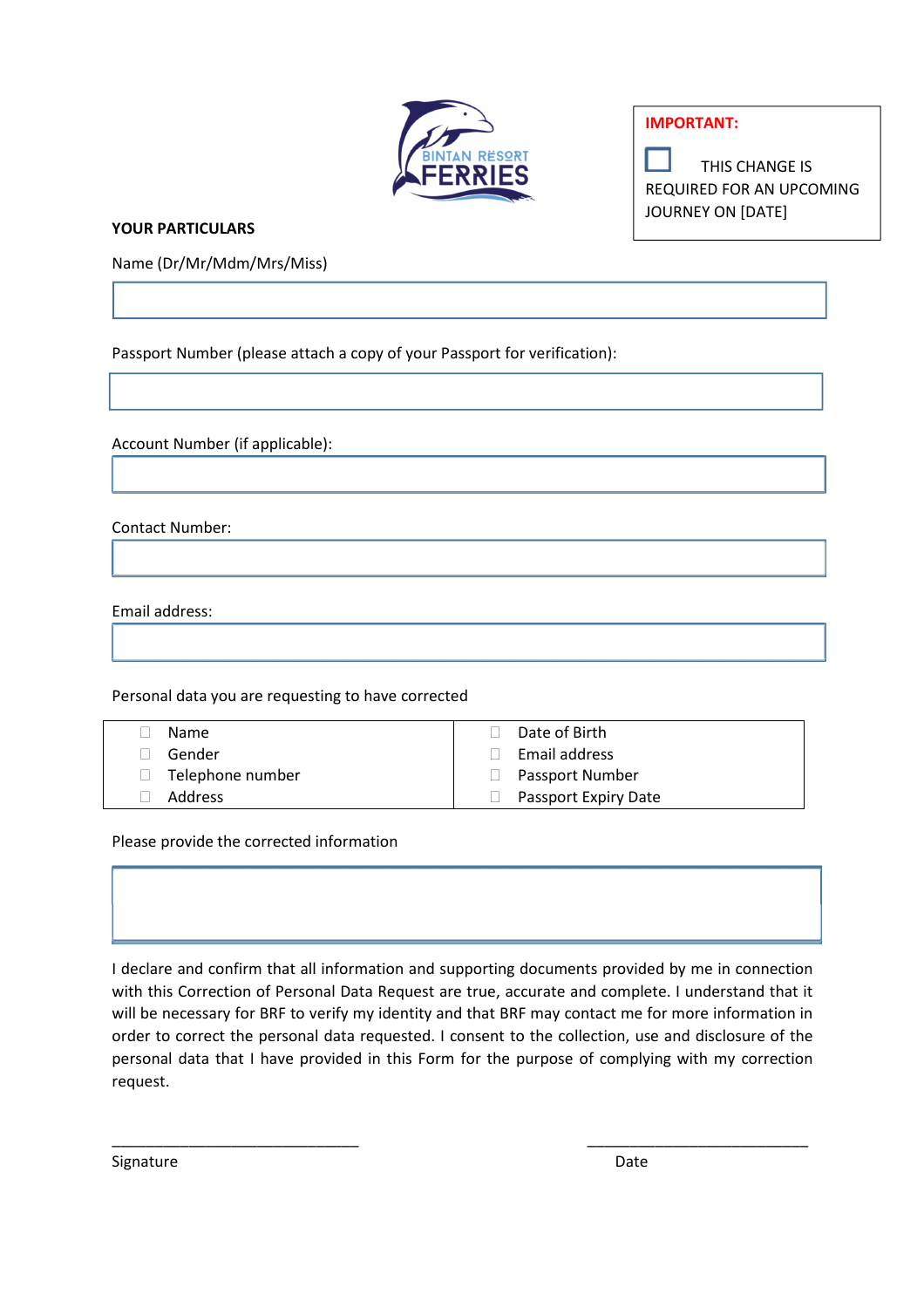**IMPORTANT:**

☐ THIS CHANGE IS REQUIRED FOR AN UPCOMING JOURNEY ON [DATE]

**YOUR PARTICULARS**

Name (Dr/Mr/Mdm/Mrs/Miss)

Passport Number (please attach a copy of your Passport for verification):

Account Number (if applicable):

Contact Number:

Email address:

Personal data you are requesting to have corrected

| | |
|---|---|
| ☐ Name | ☐ Date of Birth |
| ☐ Gender | ☐ Email address |
| ☐ Telephone number | ☐ Passport Number |
| ☐ Address | ☐ Passport Expiry Date |

Please provide the corrected information

I declare and confirm that all information and supporting documents provided by me in connection with this Correction of Personal Data Request are true, accurate and complete. I understand that it will be necessary for BRF to verify my identity and that BRF may contact me for more information in order to correct the personal data requested. I consent to the collection, use and disclosure of the personal data that I have provided in this Form for the purpose of complying with my correction request.

______________________________ ____________________________

Signature Date